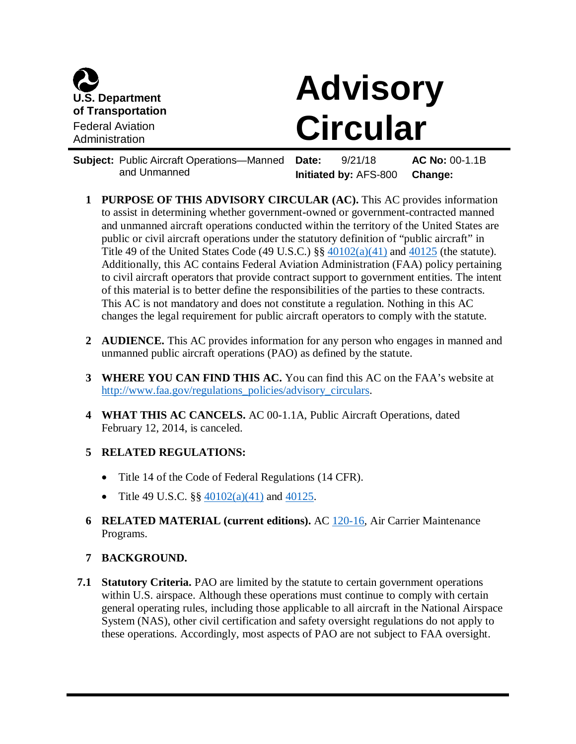**U.S. Department of Transportation**
Federal Aviation Administration

# Advisory Circular

**Subject:** Public Aircraft Operations—Manned and Unmanned

**Date:** 9/21/18

**Initiated by:** AFS-800

**AC No:** 00-1.1B

**Change:**

**1 PURPOSE OF THIS ADVISORY CIRCULAR (AC).** This AC provides information to assist in determining whether government-owned or government-contracted manned and unmanned aircraft operations conducted within the territory of the United States are public or civil aircraft operations under the statutory definition of "public aircraft" in Title 49 of the United States Code (49 U.S.C.) §§ 40102(a)(41) and 40125 (the statute). Additionally, this AC contains Federal Aviation Administration (FAA) policy pertaining to civil aircraft operators that provide contract support to government entities. The intent of this material is to better define the responsibilities of the parties to these contracts. This AC is not mandatory and does not constitute a regulation. Nothing in this AC changes the legal requirement for public aircraft operators to comply with the statute.

**2 AUDIENCE.** This AC provides information for any person who engages in manned and unmanned public aircraft operations (PAO) as defined by the statute.

**3 WHERE YOU CAN FIND THIS AC.** You can find this AC on the FAA's website at http://www.faa.gov/regulations_policies/advisory_circulars.

**4 WHAT THIS AC CANCELS.** AC 00-1.1A, Public Aircraft Operations, dated February 12, 2014, is canceled.

**5 RELATED REGULATIONS:**

- Title 14 of the Code of Federal Regulations (14 CFR).
- Title 49 U.S.C. §§ 40102(a)(41) and 40125.

**6 RELATED MATERIAL (current editions).** AC 120-16, Air Carrier Maintenance Programs.

**7 BACKGROUND.**

**7.1 Statutory Criteria.** PAO are limited by the statute to certain government operations within U.S. airspace. Although these operations must continue to comply with certain general operating rules, including those applicable to all aircraft in the National Airspace System (NAS), other civil certification and safety oversight regulations do not apply to these operations. Accordingly, most aspects of PAO are not subject to FAA oversight.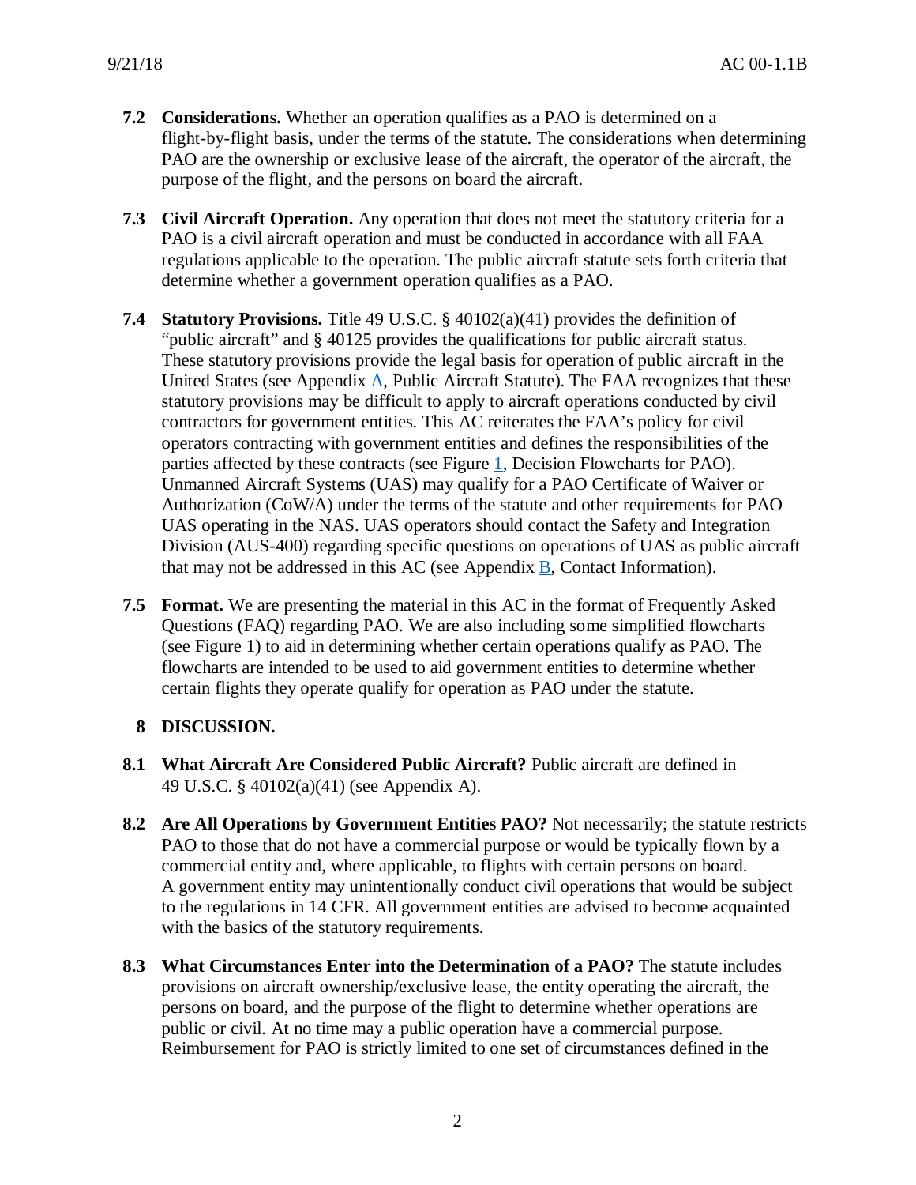**7.2 Considerations.** Whether an operation qualifies as a PAO is determined on a flight-by-flight basis, under the terms of the statute. The considerations when determining PAO are the ownership or exclusive lease of the aircraft, the operator of the aircraft, the purpose of the flight, and the persons on board the aircraft.

**7.3 Civil Aircraft Operation.** Any operation that does not meet the statutory criteria for a PAO is a civil aircraft operation and must be conducted in accordance with all FAA regulations applicable to the operation. The public aircraft statute sets forth criteria that determine whether a government operation qualifies as a PAO.

**7.4 Statutory Provisions.** Title 49 U.S.C. § 40102(a)(41) provides the definition of "public aircraft" and § 40125 provides the qualifications for public aircraft status. These statutory provisions provide the legal basis for operation of public aircraft in the United States (see Appendix A, Public Aircraft Statute). The FAA recognizes that these statutory provisions may be difficult to apply to aircraft operations conducted by civil contractors for government entities. This AC reiterates the FAA's policy for civil operators contracting with government entities and defines the responsibilities of the parties affected by these contracts (see Figure 1, Decision Flowcharts for PAO). Unmanned Aircraft Systems (UAS) may qualify for a PAO Certificate of Waiver or Authorization (CoW/A) under the terms of the statute and other requirements for PAO UAS operating in the NAS. UAS operators should contact the Safety and Integration Division (AUS-400) regarding specific questions on operations of UAS as public aircraft that may not be addressed in this AC (see Appendix B, Contact Information).

**7.5 Format.** We are presenting the material in this AC in the format of Frequently Asked Questions (FAQ) regarding PAO. We are also including some simplified flowcharts (see Figure 1) to aid in determining whether certain operations qualify as PAO. The flowcharts are intended to be used to aid government entities to determine whether certain flights they operate qualify for operation as PAO under the statute.

## 8 DISCUSSION.

**8.1 What Aircraft Are Considered Public Aircraft?** Public aircraft are defined in 49 U.S.C. § 40102(a)(41) (see Appendix A).

**8.2 Are All Operations by Government Entities PAO?** Not necessarily; the statute restricts PAO to those that do not have a commercial purpose or would be typically flown by a commercial entity and, where applicable, to flights with certain persons on board. A government entity may unintentionally conduct civil operations that would be subject to the regulations in 14 CFR. All government entities are advised to become acquainted with the basics of the statutory requirements.

**8.3 What Circumstances Enter into the Determination of a PAO?** The statute includes provisions on aircraft ownership/exclusive lease, the entity operating the aircraft, the persons on board, and the purpose of the flight to determine whether operations are public or civil. At no time may a public operation have a commercial purpose. Reimbursement for PAO is strictly limited to one set of circumstances defined in the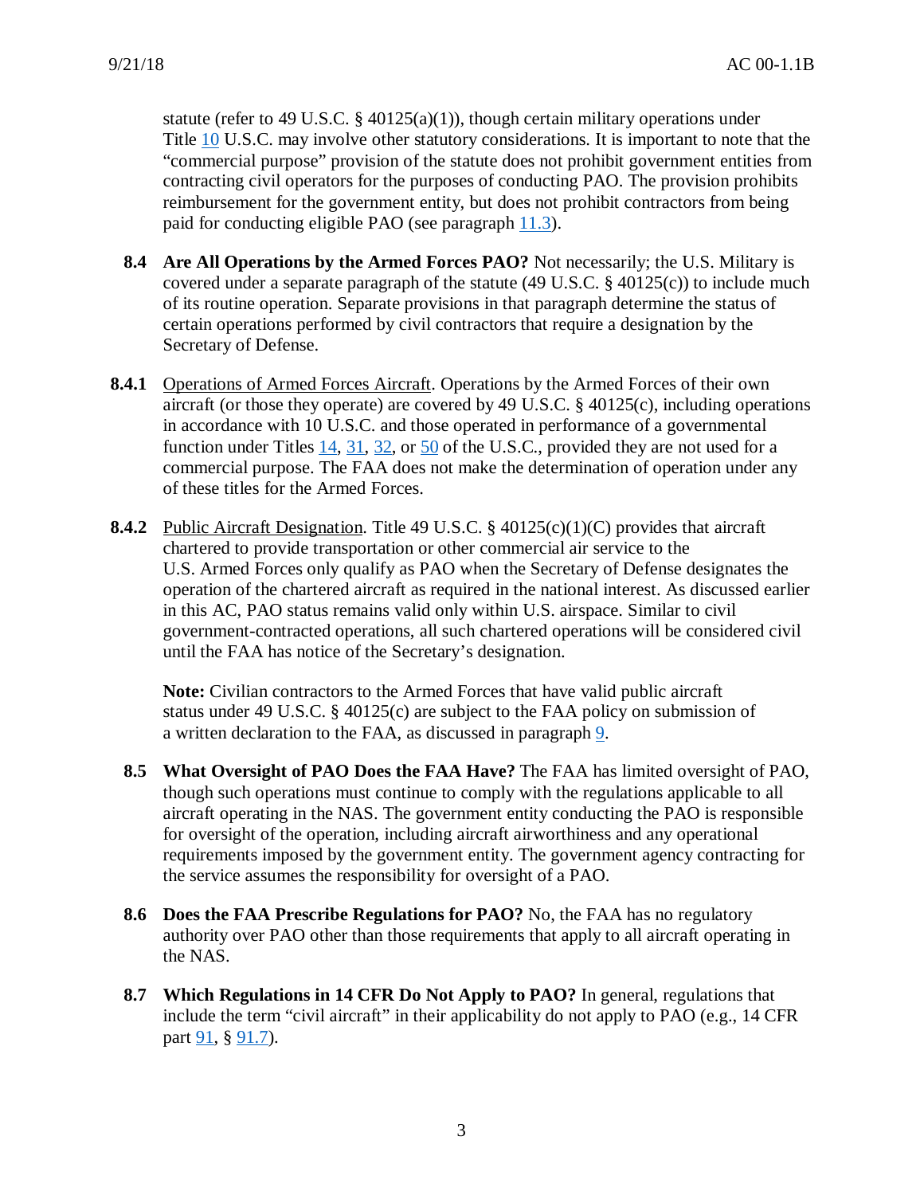statute (refer to 49 U.S.C. § 40125(a)(1)), though certain military operations under Title 10 U.S.C. may involve other statutory considerations. It is important to note that the "commercial purpose" provision of the statute does not prohibit government entities from contracting civil operators for the purposes of conducting PAO. The provision prohibits reimbursement for the government entity, but does not prohibit contractors from being paid for conducting eligible PAO (see paragraph 11.3).

**8.4 Are All Operations by the Armed Forces PAO?** Not necessarily; the U.S. Military is covered under a separate paragraph of the statute (49 U.S.C. § 40125(c)) to include much of its routine operation. Separate provisions in that paragraph determine the status of certain operations performed by civil contractors that require a designation by the Secretary of Defense.

**8.4.1** Operations of Armed Forces Aircraft. Operations by the Armed Forces of their own aircraft (or those they operate) are covered by 49 U.S.C. § 40125(c), including operations in accordance with 10 U.S.C. and those operated in performance of a governmental function under Titles 14, 31, 32, or 50 of the U.S.C., provided they are not used for a commercial purpose. The FAA does not make the determination of operation under any of these titles for the Armed Forces.

**8.4.2** Public Aircraft Designation. Title 49 U.S.C. § 40125(c)(1)(C) provides that aircraft chartered to provide transportation or other commercial air service to the U.S. Armed Forces only qualify as PAO when the Secretary of Defense designates the operation of the chartered aircraft as required in the national interest. As discussed earlier in this AC, PAO status remains valid only within U.S. airspace. Similar to civil government-contracted operations, all such chartered operations will be considered civil until the FAA has notice of the Secretary's designation.

**Note:** Civilian contractors to the Armed Forces that have valid public aircraft status under 49 U.S.C. § 40125(c) are subject to the FAA policy on submission of a written declaration to the FAA, as discussed in paragraph 9.

**8.5 What Oversight of PAO Does the FAA Have?** The FAA has limited oversight of PAO, though such operations must continue to comply with the regulations applicable to all aircraft operating in the NAS. The government entity conducting the PAO is responsible for oversight of the operation, including aircraft airworthiness and any operational requirements imposed by the government entity. The government agency contracting for the service assumes the responsibility for oversight of a PAO.

**8.6 Does the FAA Prescribe Regulations for PAO?** No, the FAA has no regulatory authority over PAO other than those requirements that apply to all aircraft operating in the NAS.

**8.7 Which Regulations in 14 CFR Do Not Apply to PAO?** In general, regulations that include the term "civil aircraft" in their applicability do not apply to PAO (e.g., 14 CFR part 91, § 91.7).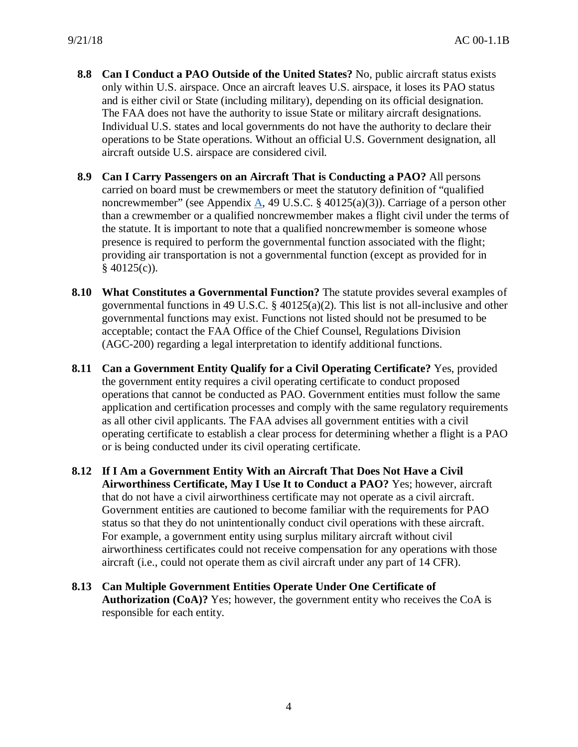**8.8 Can I Conduct a PAO Outside of the United States?** No, public aircraft status exists only within U.S. airspace. Once an aircraft leaves U.S. airspace, it loses its PAO status and is either civil or State (including military), depending on its official designation. The FAA does not have the authority to issue State or military aircraft designations. Individual U.S. states and local governments do not have the authority to declare their operations to be State operations. Without an official U.S. Government designation, all aircraft outside U.S. airspace are considered civil.

**8.9 Can I Carry Passengers on an Aircraft That is Conducting a PAO?** All persons carried on board must be crewmembers or meet the statutory definition of "qualified noncrewmember" (see Appendix A, 49 U.S.C. § 40125(a)(3)). Carriage of a person other than a crewmember or a qualified noncrewmember makes a flight civil under the terms of the statute. It is important to note that a qualified noncrewmember is someone whose presence is required to perform the governmental function associated with the flight; providing air transportation is not a governmental function (except as provided for in § 40125(c)).

**8.10 What Constitutes a Governmental Function?** The statute provides several examples of governmental functions in 49 U.S.C. § 40125(a)(2). This list is not all-inclusive and other governmental functions may exist. Functions not listed should not be presumed to be acceptable; contact the FAA Office of the Chief Counsel, Regulations Division (AGC-200) regarding a legal interpretation to identify additional functions.

**8.11 Can a Government Entity Qualify for a Civil Operating Certificate?** Yes, provided the government entity requires a civil operating certificate to conduct proposed operations that cannot be conducted as PAO. Government entities must follow the same application and certification processes and comply with the same regulatory requirements as all other civil applicants. The FAA advises all government entities with a civil operating certificate to establish a clear process for determining whether a flight is a PAO or is being conducted under its civil operating certificate.

**8.12 If I Am a Government Entity With an Aircraft That Does Not Have a Civil Airworthiness Certificate, May I Use It to Conduct a PAO?** Yes; however, aircraft that do not have a civil airworthiness certificate may not operate as a civil aircraft. Government entities are cautioned to become familiar with the requirements for PAO status so that they do not unintentionally conduct civil operations with these aircraft. For example, a government entity using surplus military aircraft without civil airworthiness certificates could not receive compensation for any operations with those aircraft (i.e., could not operate them as civil aircraft under any part of 14 CFR).

**8.13 Can Multiple Government Entities Operate Under One Certificate of Authorization (CoA)?** Yes; however, the government entity who receives the CoA is responsible for each entity.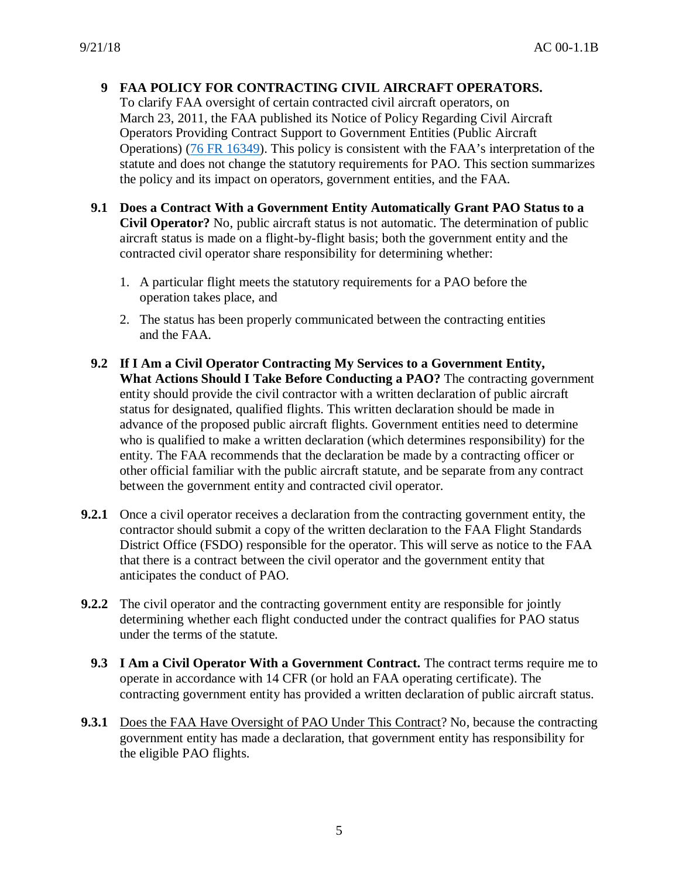## 9 FAA POLICY FOR CONTRACTING CIVIL AIRCRAFT OPERATORS.

To clarify FAA oversight of certain contracted civil aircraft operators, on March 23, 2011, the FAA published its Notice of Policy Regarding Civil Aircraft Operators Providing Contract Support to Government Entities (Public Aircraft Operations) (76 FR 16349). This policy is consistent with the FAA's interpretation of the statute and does not change the statutory requirements for PAO. This section summarizes the policy and its impact on operators, government entities, and the FAA.

**9.1 Does a Contract With a Government Entity Automatically Grant PAO Status to a Civil Operator?** No, public aircraft status is not automatic. The determination of public aircraft status is made on a flight-by-flight basis; both the government entity and the contracted civil operator share responsibility for determining whether:

1. A particular flight meets the statutory requirements for a PAO before the operation takes place, and
2. The status has been properly communicated between the contracting entities and the FAA.

**9.2 If I Am a Civil Operator Contracting My Services to a Government Entity, What Actions Should I Take Before Conducting a PAO?** The contracting government entity should provide the civil contractor with a written declaration of public aircraft status for designated, qualified flights. This written declaration should be made in advance of the proposed public aircraft flights. Government entities need to determine who is qualified to make a written declaration (which determines responsibility) for the entity. The FAA recommends that the declaration be made by a contracting officer or other official familiar with the public aircraft statute, and be separate from any contract between the government entity and contracted civil operator.

**9.2.1** Once a civil operator receives a declaration from the contracting government entity, the contractor should submit a copy of the written declaration to the FAA Flight Standards District Office (FSDO) responsible for the operator. This will serve as notice to the FAA that there is a contract between the civil operator and the government entity that anticipates the conduct of PAO.

**9.2.2** The civil operator and the contracting government entity are responsible for jointly determining whether each flight conducted under the contract qualifies for PAO status under the terms of the statute.

**9.3 I Am a Civil Operator With a Government Contract.** The contract terms require me to operate in accordance with 14 CFR (or hold an FAA operating certificate). The contracting government entity has provided a written declaration of public aircraft status.

**9.3.1** Does the FAA Have Oversight of PAO Under This Contract? No, because the contracting government entity has made a declaration, that government entity has responsibility for the eligible PAO flights.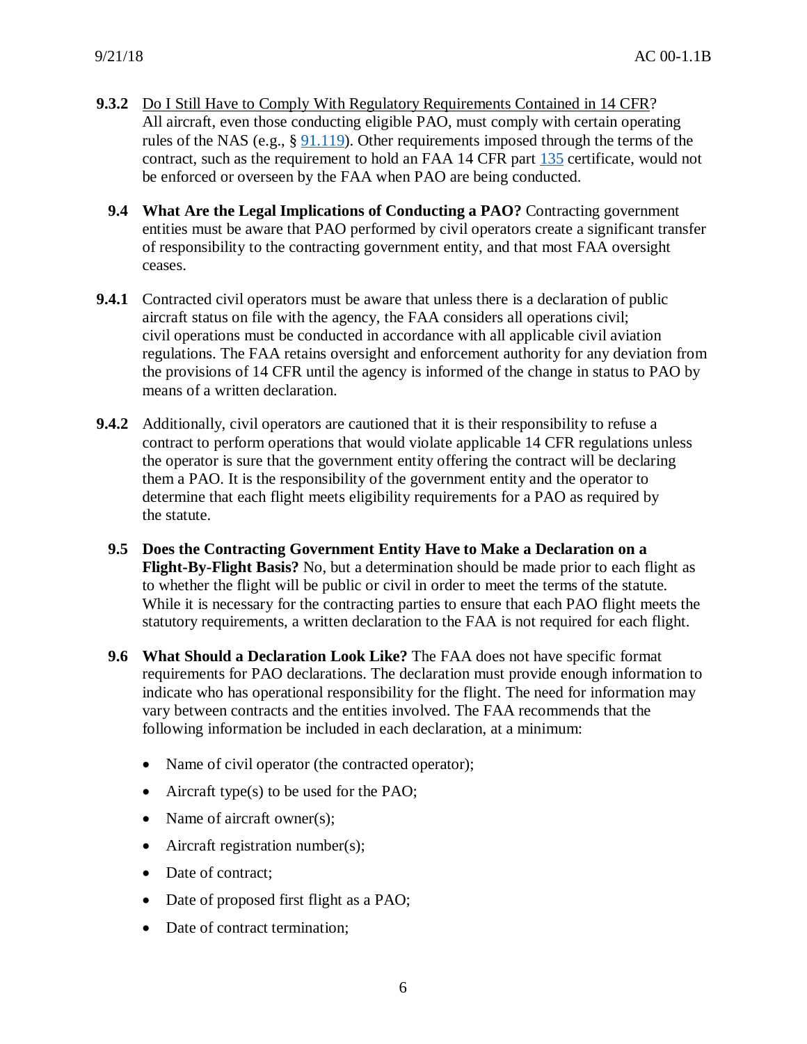**9.3.2** Do I Still Have to Comply With Regulatory Requirements Contained in 14 CFR? All aircraft, even those conducting eligible PAO, must comply with certain operating rules of the NAS (e.g., § 91.119). Other requirements imposed through the terms of the contract, such as the requirement to hold an FAA 14 CFR part 135 certificate, would not be enforced or overseen by the FAA when PAO are being conducted.

**9.4 What Are the Legal Implications of Conducting a PAO?** Contracting government entities must be aware that PAO performed by civil operators create a significant transfer of responsibility to the contracting government entity, and that most FAA oversight ceases.

**9.4.1** Contracted civil operators must be aware that unless there is a declaration of public aircraft status on file with the agency, the FAA considers all operations civil; civil operations must be conducted in accordance with all applicable civil aviation regulations. The FAA retains oversight and enforcement authority for any deviation from the provisions of 14 CFR until the agency is informed of the change in status to PAO by means of a written declaration.

**9.4.2** Additionally, civil operators are cautioned that it is their responsibility to refuse a contract to perform operations that would violate applicable 14 CFR regulations unless the operator is sure that the government entity offering the contract will be declaring them a PAO. It is the responsibility of the government entity and the operator to determine that each flight meets eligibility requirements for a PAO as required by the statute.

**9.5 Does the Contracting Government Entity Have to Make a Declaration on a Flight-By-Flight Basis?** No, but a determination should be made prior to each flight as to whether the flight will be public or civil in order to meet the terms of the statute. While it is necessary for the contracting parties to ensure that each PAO flight meets the statutory requirements, a written declaration to the FAA is not required for each flight.

**9.6 What Should a Declaration Look Like?** The FAA does not have specific format requirements for PAO declarations. The declaration must provide enough information to indicate who has operational responsibility for the flight. The need for information may vary between contracts and the entities involved. The FAA recommends that the following information be included in each declaration, at a minimum:

- Name of civil operator (the contracted operator);
- Aircraft type(s) to be used for the PAO;
- Name of aircraft owner(s);
- Aircraft registration number(s);
- Date of contract;
- Date of proposed first flight as a PAO;
- Date of contract termination;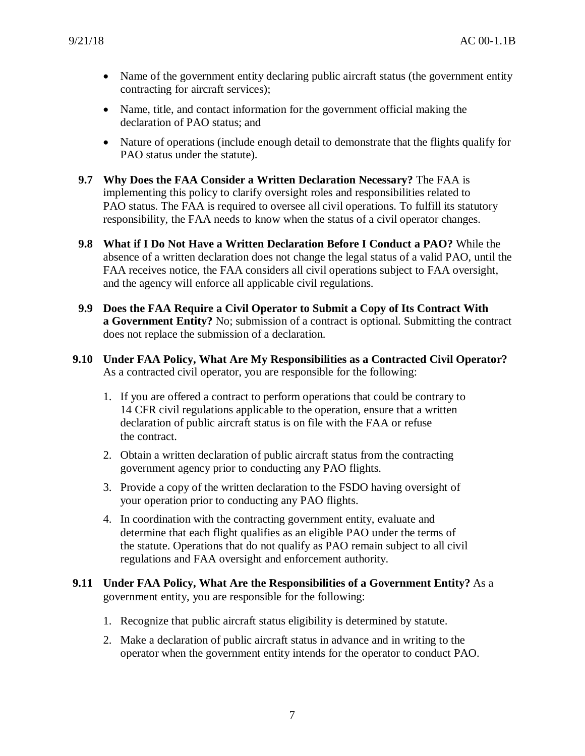- Name of the government entity declaring public aircraft status (the government entity contracting for aircraft services);
- Name, title, and contact information for the government official making the declaration of PAO status; and
- Nature of operations (include enough detail to demonstrate that the flights qualify for PAO status under the statute).

**9.7 Why Does the FAA Consider a Written Declaration Necessary?** The FAA is implementing this policy to clarify oversight roles and responsibilities related to PAO status. The FAA is required to oversee all civil operations. To fulfill its statutory responsibility, the FAA needs to know when the status of a civil operator changes.

**9.8 What if I Do Not Have a Written Declaration Before I Conduct a PAO?** While the absence of a written declaration does not change the legal status of a valid PAO, until the FAA receives notice, the FAA considers all civil operations subject to FAA oversight, and the agency will enforce all applicable civil regulations.

**9.9 Does the FAA Require a Civil Operator to Submit a Copy of Its Contract With a Government Entity?** No; submission of a contract is optional. Submitting the contract does not replace the submission of a declaration.

**9.10 Under FAA Policy, What Are My Responsibilities as a Contracted Civil Operator?** As a contracted civil operator, you are responsible for the following:

1. If you are offered a contract to perform operations that could be contrary to 14 CFR civil regulations applicable to the operation, ensure that a written declaration of public aircraft status is on file with the FAA or refuse the contract.
2. Obtain a written declaration of public aircraft status from the contracting government agency prior to conducting any PAO flights.
3. Provide a copy of the written declaration to the FSDO having oversight of your operation prior to conducting any PAO flights.
4. In coordination with the contracting government entity, evaluate and determine that each flight qualifies as an eligible PAO under the terms of the statute. Operations that do not qualify as PAO remain subject to all civil regulations and FAA oversight and enforcement authority.

**9.11 Under FAA Policy, What Are the Responsibilities of a Government Entity?** As a government entity, you are responsible for the following:

1. Recognize that public aircraft status eligibility is determined by statute.
2. Make a declaration of public aircraft status in advance and in writing to the operator when the government entity intends for the operator to conduct PAO.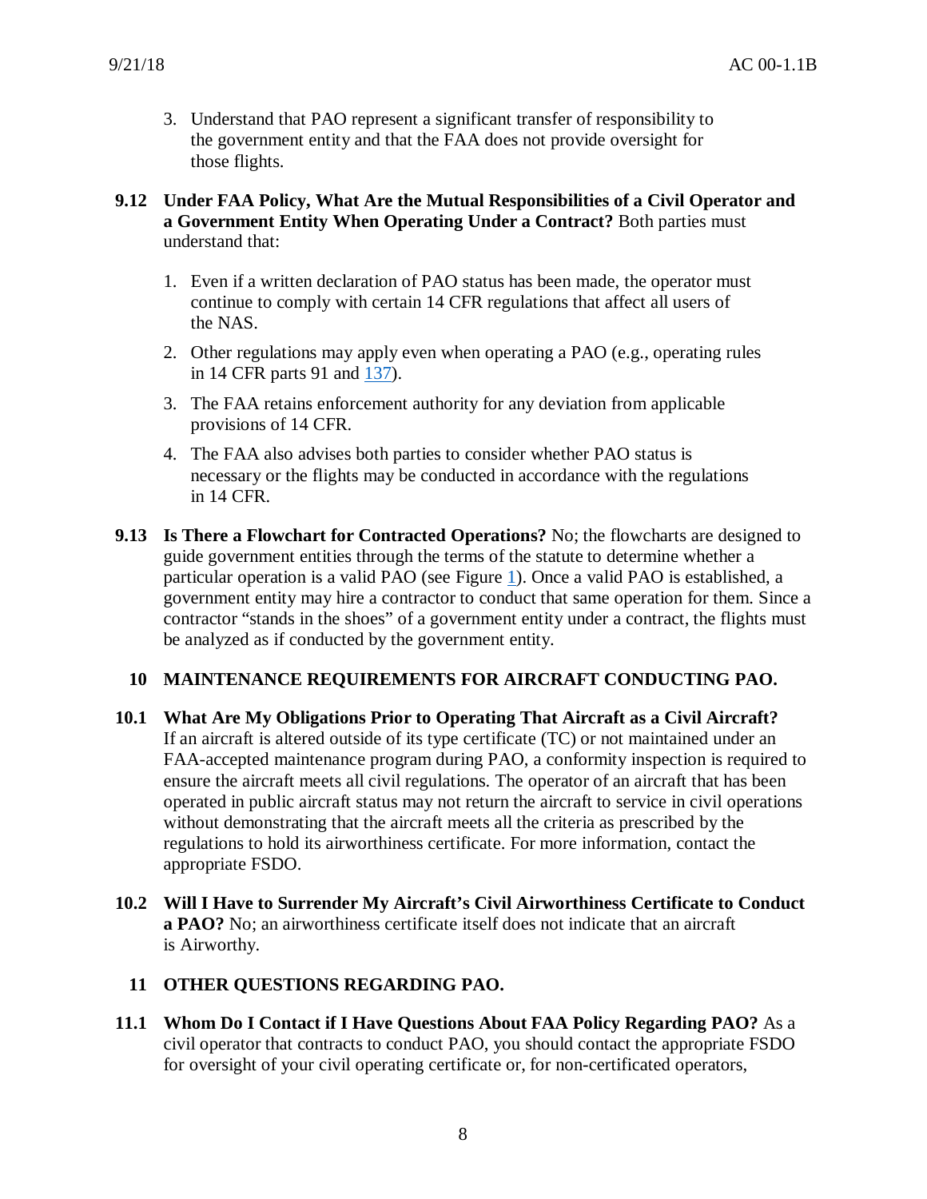3. Understand that PAO represent a significant transfer of responsibility to the government entity and that the FAA does not provide oversight for those flights.

**9.12 Under FAA Policy, What Are the Mutual Responsibilities of a Civil Operator and a Government Entity When Operating Under a Contract?** Both parties must understand that:

1. Even if a written declaration of PAO status has been made, the operator must continue to comply with certain 14 CFR regulations that affect all users of the NAS.
2. Other regulations may apply even when operating a PAO (e.g., operating rules in 14 CFR parts 91 and 137).
3. The FAA retains enforcement authority for any deviation from applicable provisions of 14 CFR.
4. The FAA also advises both parties to consider whether PAO status is necessary or the flights may be conducted in accordance with the regulations in 14 CFR.

**9.13 Is There a Flowchart for Contracted Operations?** No; the flowcharts are designed to guide government entities through the terms of the statute to determine whether a particular operation is a valid PAO (see Figure 1). Once a valid PAO is established, a government entity may hire a contractor to conduct that same operation for them. Since a contractor "stands in the shoes" of a government entity under a contract, the flights must be analyzed as if conducted by the government entity.

## 10 MAINTENANCE REQUIREMENTS FOR AIRCRAFT CONDUCTING PAO.

**10.1 What Are My Obligations Prior to Operating That Aircraft as a Civil Aircraft?** If an aircraft is altered outside of its type certificate (TC) or not maintained under an FAA-accepted maintenance program during PAO, a conformity inspection is required to ensure the aircraft meets all civil regulations. The operator of an aircraft that has been operated in public aircraft status may not return the aircraft to service in civil operations without demonstrating that the aircraft meets all the criteria as prescribed by the regulations to hold its airworthiness certificate. For more information, contact the appropriate FSDO.

**10.2 Will I Have to Surrender My Aircraft's Civil Airworthiness Certificate to Conduct a PAO?** No; an airworthiness certificate itself does not indicate that an aircraft is Airworthy.

## 11 OTHER QUESTIONS REGARDING PAO.

**11.1 Whom Do I Contact if I Have Questions About FAA Policy Regarding PAO?** As a civil operator that contracts to conduct PAO, you should contact the appropriate FSDO for oversight of your civil operating certificate or, for non-certificated operators,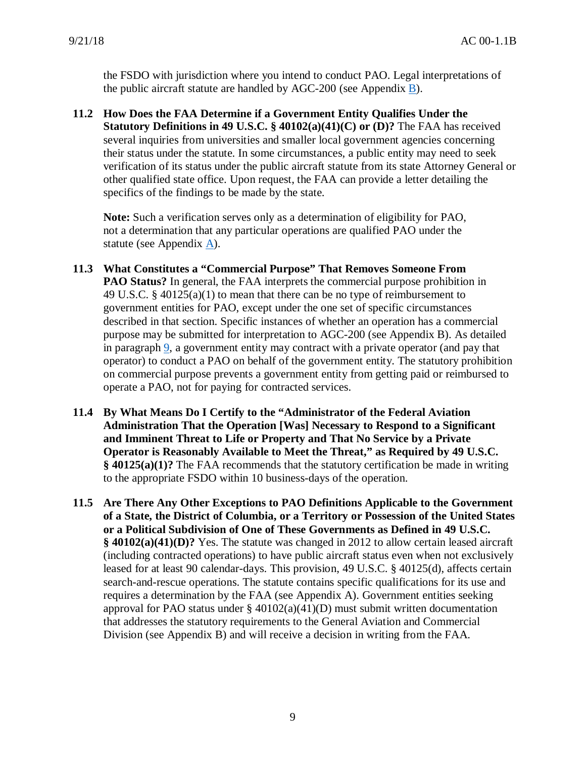the FSDO with jurisdiction where you intend to conduct PAO. Legal interpretations of the public aircraft statute are handled by AGC-200 (see Appendix B).

**11.2 How Does the FAA Determine if a Government Entity Qualifies Under the Statutory Definitions in 49 U.S.C. § 40102(a)(41)(C) or (D)?** The FAA has received several inquiries from universities and smaller local government agencies concerning their status under the statute. In some circumstances, a public entity may need to seek verification of its status under the public aircraft statute from its state Attorney General or other qualified state office. Upon request, the FAA can provide a letter detailing the specifics of the findings to be made by the state.

**Note:** Such a verification serves only as a determination of eligibility for PAO, not a determination that any particular operations are qualified PAO under the statute (see Appendix A).

**11.3 What Constitutes a "Commercial Purpose" That Removes Someone From PAO Status?** In general, the FAA interprets the commercial purpose prohibition in 49 U.S.C. § 40125(a)(1) to mean that there can be no type of reimbursement to government entities for PAO, except under the one set of specific circumstances described in that section. Specific instances of whether an operation has a commercial purpose may be submitted for interpretation to AGC-200 (see Appendix B). As detailed in paragraph 9, a government entity may contract with a private operator (and pay that operator) to conduct a PAO on behalf of the government entity. The statutory prohibition on commercial purpose prevents a government entity from getting paid or reimbursed to operate a PAO, not for paying for contracted services.

**11.4 By What Means Do I Certify to the "Administrator of the Federal Aviation Administration That the Operation [Was] Necessary to Respond to a Significant and Imminent Threat to Life or Property and That No Service by a Private Operator is Reasonably Available to Meet the Threat," as Required by 49 U.S.C. § 40125(a)(1)?** The FAA recommends that the statutory certification be made in writing to the appropriate FSDO within 10 business-days of the operation.

**11.5 Are There Any Other Exceptions to PAO Definitions Applicable to the Government of a State, the District of Columbia, or a Territory or Possession of the United States or a Political Subdivision of One of These Governments as Defined in 49 U.S.C. § 40102(a)(41)(D)?** Yes. The statute was changed in 2012 to allow certain leased aircraft (including contracted operations) to have public aircraft status even when not exclusively leased for at least 90 calendar-days. This provision, 49 U.S.C. § 40125(d), affects certain search-and-rescue operations. The statute contains specific qualifications for its use and requires a determination by the FAA (see Appendix A). Government entities seeking approval for PAO status under § 40102(a)(41)(D) must submit written documentation that addresses the statutory requirements to the General Aviation and Commercial Division (see Appendix B) and will receive a decision in writing from the FAA.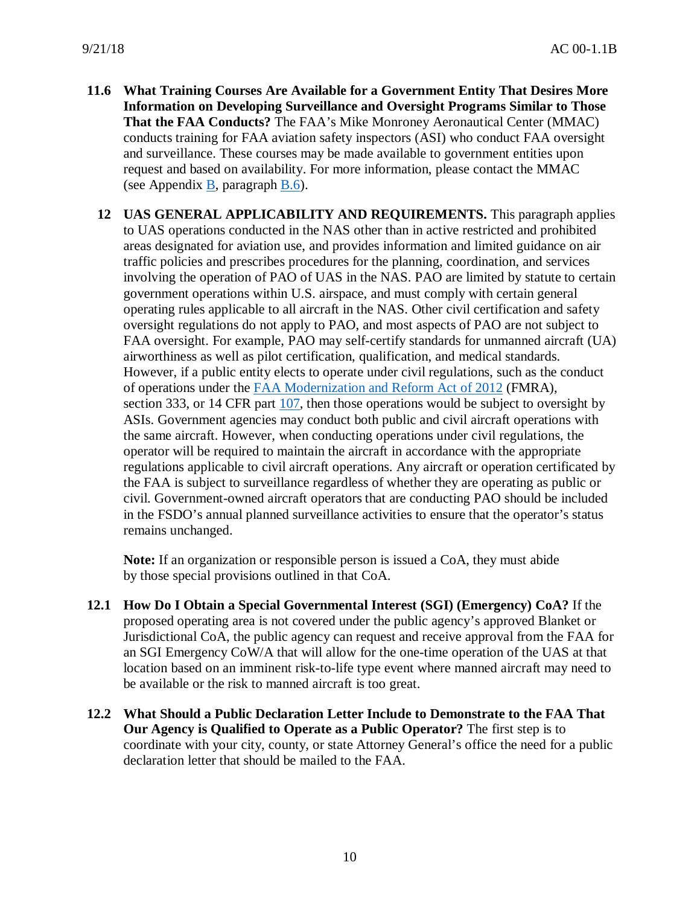**11.6 What Training Courses Are Available for a Government Entity That Desires More Information on Developing Surveillance and Oversight Programs Similar to Those That the FAA Conducts?** The FAA's Mike Monroney Aeronautical Center (MMAC) conducts training for FAA aviation safety inspectors (ASI) who conduct FAA oversight and surveillance. These courses may be made available to government entities upon request and based on availability. For more information, please contact the MMAC (see Appendix B, paragraph B.6).

**12 UAS GENERAL APPLICABILITY AND REQUIREMENTS.** This paragraph applies to UAS operations conducted in the NAS other than in active restricted and prohibited areas designated for aviation use, and provides information and limited guidance on air traffic policies and prescribes procedures for the planning, coordination, and services involving the operation of PAO of UAS in the NAS. PAO are limited by statute to certain government operations within U.S. airspace, and must comply with certain general operating rules applicable to all aircraft in the NAS. Other civil certification and safety oversight regulations do not apply to PAO, and most aspects of PAO are not subject to FAA oversight. For example, PAO may self-certify standards for unmanned aircraft (UA) airworthiness as well as pilot certification, qualification, and medical standards. However, if a public entity elects to operate under civil regulations, such as the conduct of operations under the FAA Modernization and Reform Act of 2012 (FMRA), section 333, or 14 CFR part 107, then those operations would be subject to oversight by ASIs. Government agencies may conduct both public and civil aircraft operations with the same aircraft. However, when conducting operations under civil regulations, the operator will be required to maintain the aircraft in accordance with the appropriate regulations applicable to civil aircraft operations. Any aircraft or operation certificated by the FAA is subject to surveillance regardless of whether they are operating as public or civil. Government-owned aircraft operators that are conducting PAO should be included in the FSDO's annual planned surveillance activities to ensure that the operator's status remains unchanged.

**Note:** If an organization or responsible person is issued a CoA, they must abide by those special provisions outlined in that CoA.

**12.1 How Do I Obtain a Special Governmental Interest (SGI) (Emergency) CoA?** If the proposed operating area is not covered under the public agency's approved Blanket or Jurisdictional CoA, the public agency can request and receive approval from the FAA for an SGI Emergency CoW/A that will allow for the one-time operation of the UAS at that location based on an imminent risk-to-life type event where manned aircraft may need to be available or the risk to manned aircraft is too great.

**12.2 What Should a Public Declaration Letter Include to Demonstrate to the FAA That Our Agency is Qualified to Operate as a Public Operator?** The first step is to coordinate with your city, county, or state Attorney General's office the need for a public declaration letter that should be mailed to the FAA.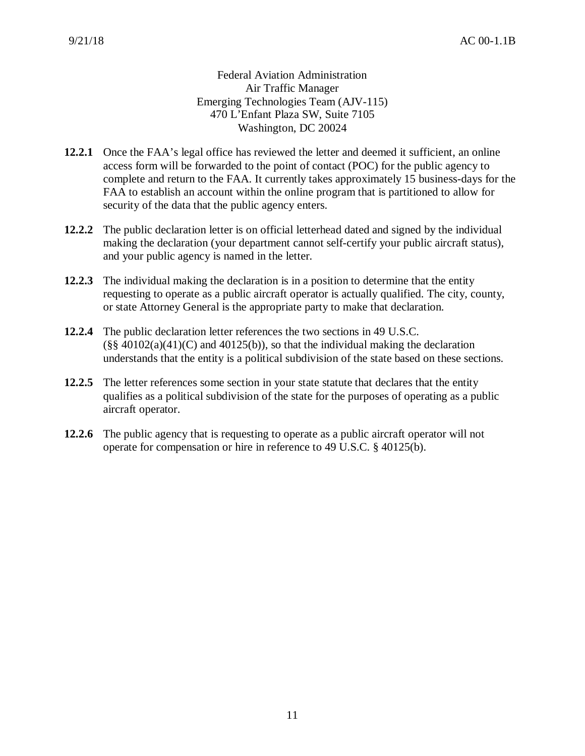Federal Aviation Administration
Air Traffic Manager
Emerging Technologies Team (AJV-115)
470 L'Enfant Plaza SW, Suite 7105
Washington, DC 20024

**12.2.1** Once the FAA's legal office has reviewed the letter and deemed it sufficient, an online access form will be forwarded to the point of contact (POC) for the public agency to complete and return to the FAA. It currently takes approximately 15 business-days for the FAA to establish an account within the online program that is partitioned to allow for security of the data that the public agency enters.

**12.2.2** The public declaration letter is on official letterhead dated and signed by the individual making the declaration (your department cannot self-certify your public aircraft status), and your public agency is named in the letter.

**12.2.3** The individual making the declaration is in a position to determine that the entity requesting to operate as a public aircraft operator is actually qualified. The city, county, or state Attorney General is the appropriate party to make that declaration.

**12.2.4** The public declaration letter references the two sections in 49 U.S.C. (§§ 40102(a)(41)(C) and 40125(b)), so that the individual making the declaration understands that the entity is a political subdivision of the state based on these sections.

**12.2.5** The letter references some section in your state statute that declares that the entity qualifies as a political subdivision of the state for the purposes of operating as a public aircraft operator.

**12.2.6** The public agency that is requesting to operate as a public aircraft operator will not operate for compensation or hire in reference to 49 U.S.C. § 40125(b).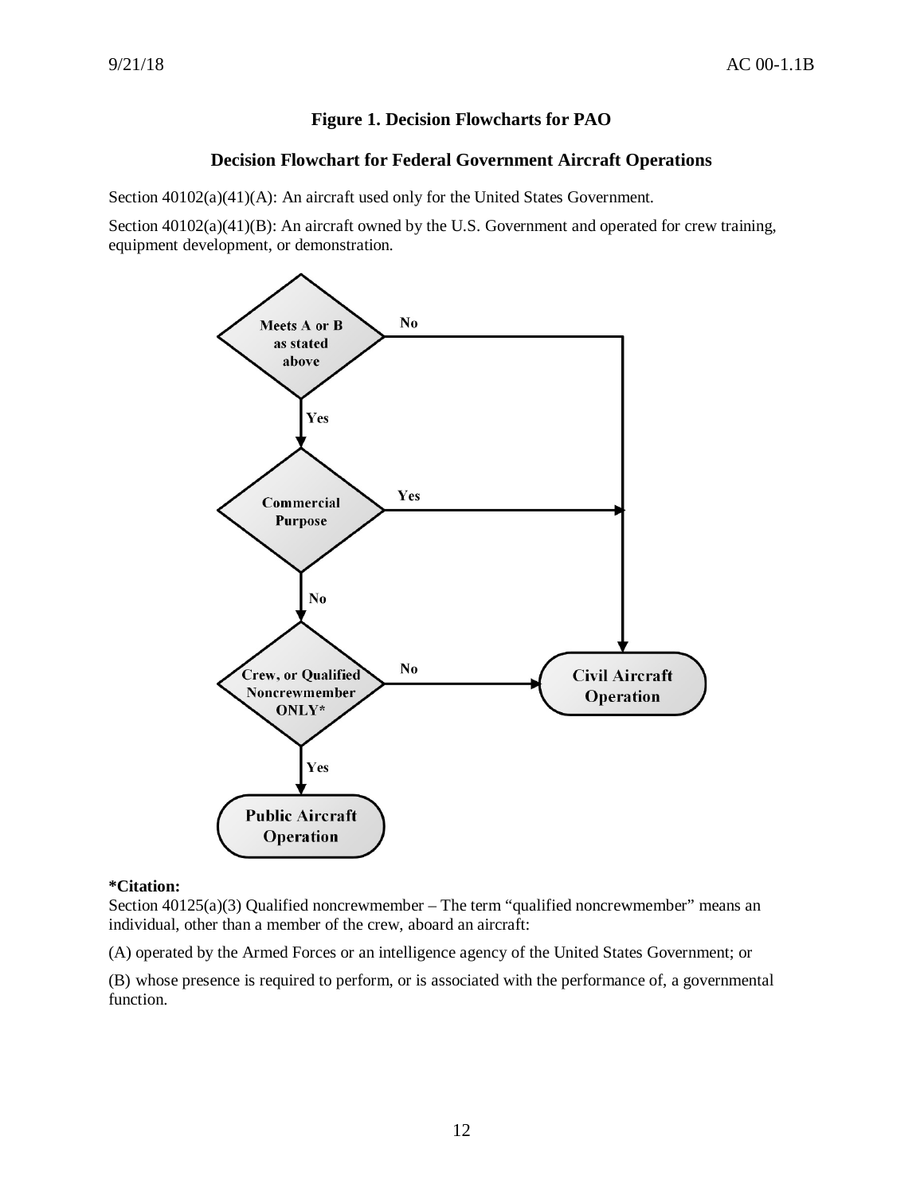**Figure 1. Decision Flowcharts for PAO**

**Decision Flowchart for Federal Government Aircraft Operations**

Section 40102(a)(41)(A): An aircraft used only for the United States Government.

Section 40102(a)(41)(B): An aircraft owned by the U.S. Government and operated for crew training, equipment development, or demonstration.

**\*Citation:**
Section 40125(a)(3) Qualified noncrewmember – The term "qualified noncrewmember" means an individual, other than a member of the crew, aboard an aircraft:

(A) operated by the Armed Forces or an intelligence agency of the United States Government; or

(B) whose presence is required to perform, or is associated with the performance of, a governmental function.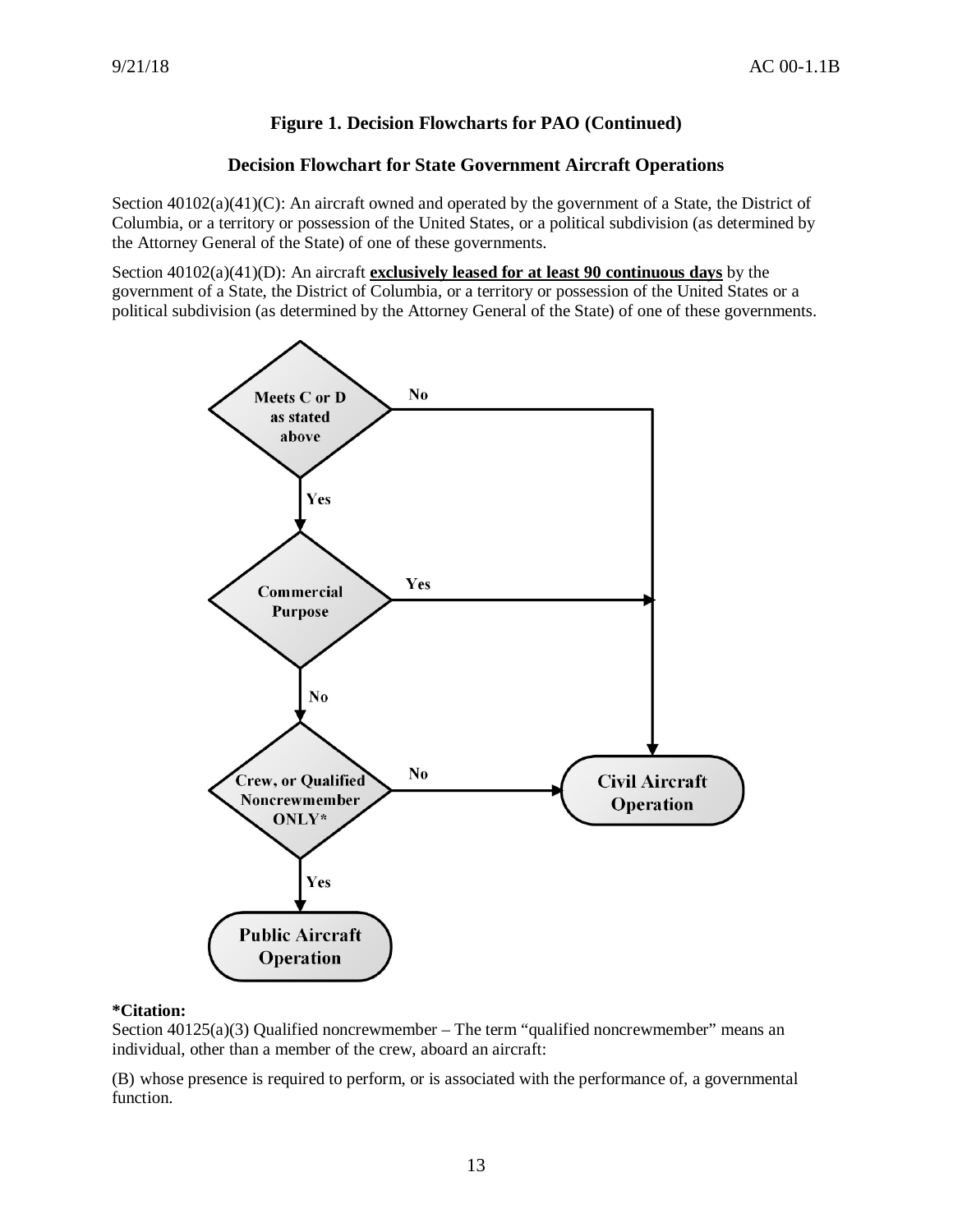**Figure 1. Decision Flowcharts for PAO (Continued)**

**Decision Flowchart for State Government Aircraft Operations**

Section 40102(a)(41)(C): An aircraft owned and operated by the government of a State, the District of Columbia, or a territory or possession of the United States, or a political subdivision (as determined by the Attorney General of the State) of one of these governments.

Section 40102(a)(41)(D): An aircraft **exclusively leased for at least 90 continuous days** by the government of a State, the District of Columbia, or a territory or possession of the United States or a political subdivision (as determined by the Attorney General of the State) of one of these governments.

Meets C or D as stated above

No

Yes

Commercial Purpose

Yes

No

Crew, or Qualified Noncrewmember ONLY*

No

Civil Aircraft Operation

Yes

Public Aircraft Operation

**\*Citation:**
Section 40125(a)(3) Qualified noncrewmember – The term "qualified noncrewmember" means an individual, other than a member of the crew, aboard an aircraft:

(B) whose presence is required to perform, or is associated with the performance of, a governmental function.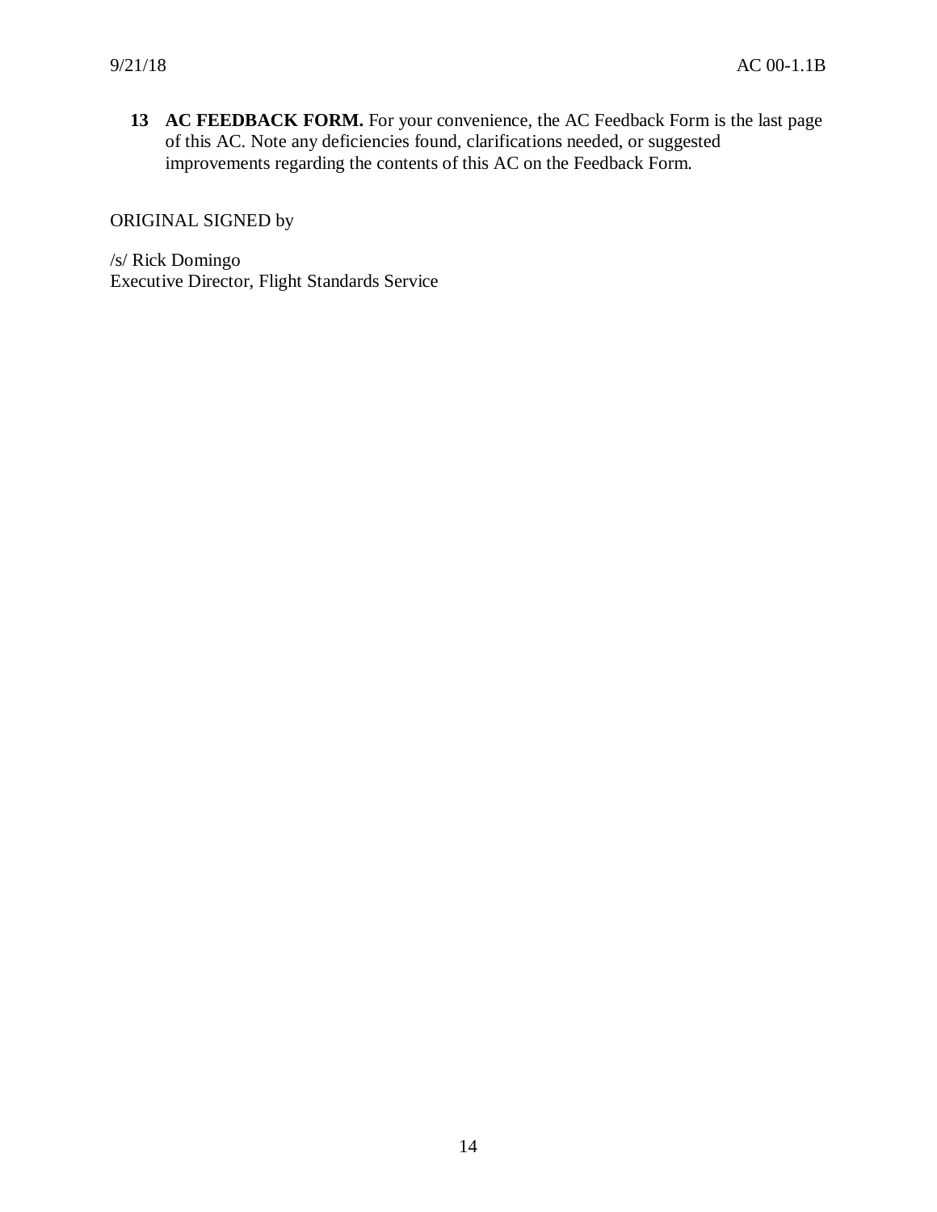**13 AC FEEDBACK FORM.** For your convenience, the AC Feedback Form is the last page of this AC. Note any deficiencies found, clarifications needed, or suggested improvements regarding the contents of this AC on the Feedback Form.

ORIGINAL SIGNED by

/s/ Rick Domingo
Executive Director, Flight Standards Service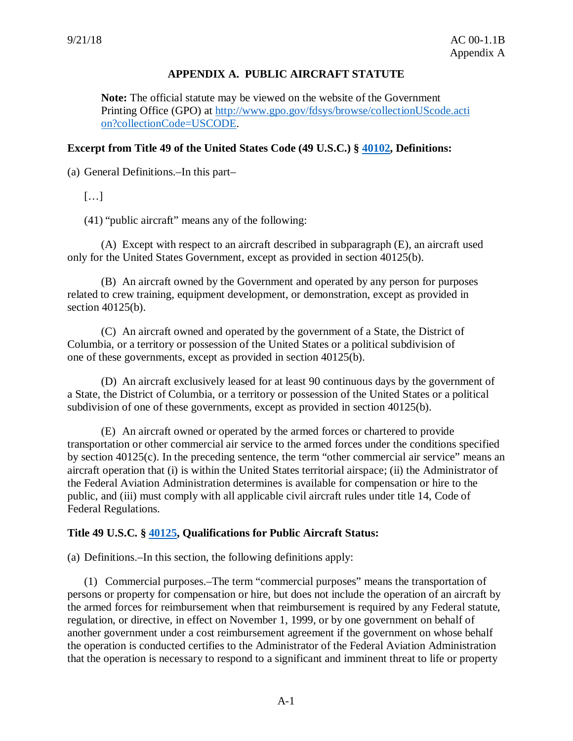# APPENDIX A. PUBLIC AIRCRAFT STATUTE

> **Note:** The official statute may be viewed on the website of the Government Printing Office (GPO) at [http://www.gpo.gov/fdsys/browse/collectionUScode.action?collectionCode=USCODE](http://www.gpo.gov/fdsys/browse/collectionUScode.action?collectionCode=USCODE).

**Excerpt from Title 49 of the United States Code (49 U.S.C.) § [40102](), Definitions:**

(a) General Definitions.–In this part–

[…]

(41) "public aircraft" means any of the following:

(A) Except with respect to an aircraft described in subparagraph (E), an aircraft used only for the United States Government, except as provided in section 40125(b).

(B) An aircraft owned by the Government and operated by any person for purposes related to crew training, equipment development, or demonstration, except as provided in section 40125(b).

(C) An aircraft owned and operated by the government of a State, the District of Columbia, or a territory or possession of the United States or a political subdivision of one of these governments, except as provided in section 40125(b).

(D) An aircraft exclusively leased for at least 90 continuous days by the government of a State, the District of Columbia, or a territory or possession of the United States or a political subdivision of one of these governments, except as provided in section 40125(b).

(E) An aircraft owned or operated by the armed forces or chartered to provide transportation or other commercial air service to the armed forces under the conditions specified by section 40125(c). In the preceding sentence, the term "other commercial air service" means an aircraft operation that (i) is within the United States territorial airspace; (ii) the Administrator of the Federal Aviation Administration determines is available for compensation or hire to the public, and (iii) must comply with all applicable civil aircraft rules under title 14, Code of Federal Regulations.

**Title 49 U.S.C. § [40125](), Qualifications for Public Aircraft Status:**

(a) Definitions.–In this section, the following definitions apply:

(1) Commercial purposes.–The term "commercial purposes" means the transportation of persons or property for compensation or hire, but does not include the operation of an aircraft by the armed forces for reimbursement when that reimbursement is required by any Federal statute, regulation, or directive, in effect on November 1, 1999, or by one government on behalf of another government under a cost reimbursement agreement if the government on whose behalf the operation is conducted certifies to the Administrator of the Federal Aviation Administration that the operation is necessary to respond to a significant and imminent threat to life or property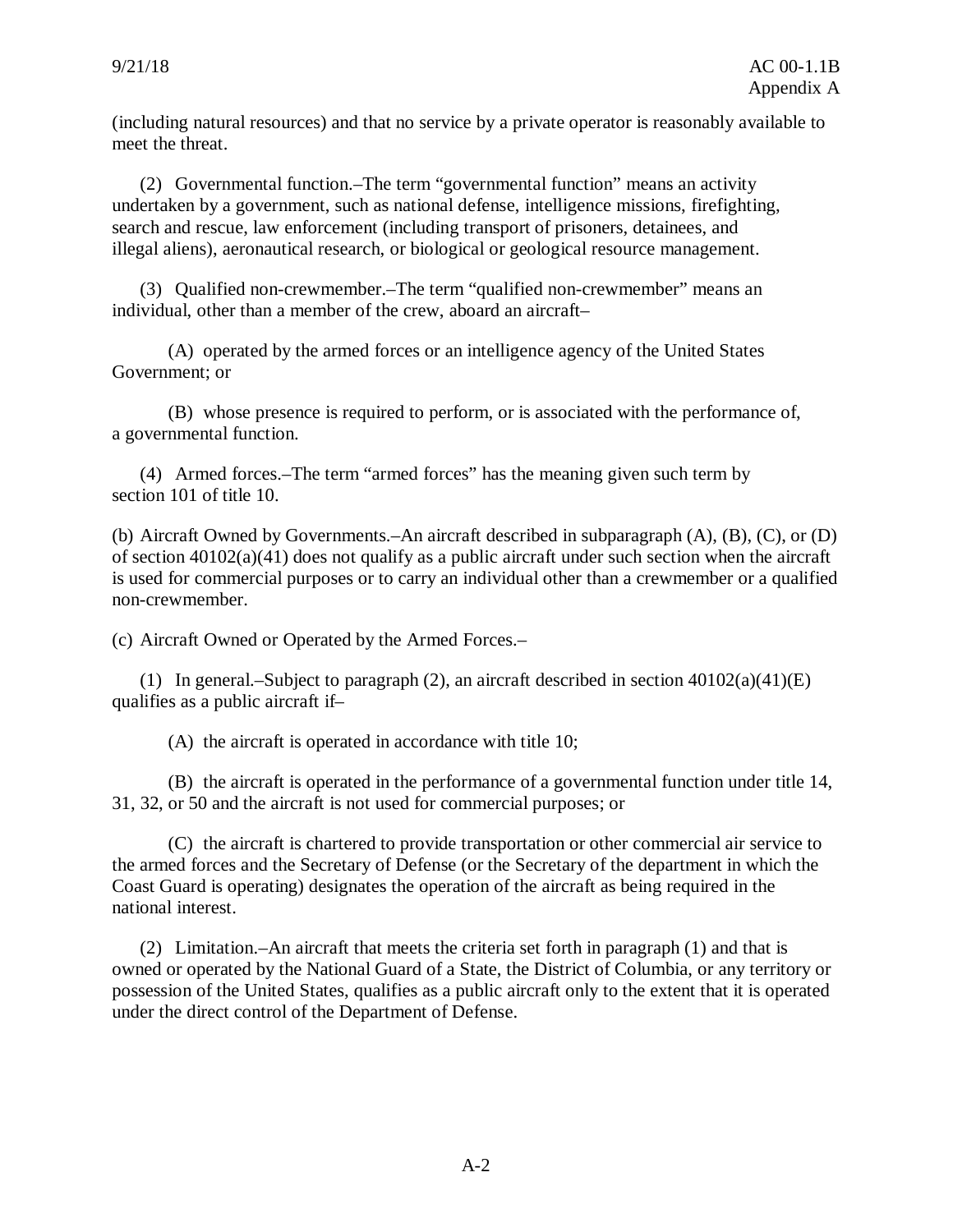(including natural resources) and that no service by a private operator is reasonably available to meet the threat.

(2) Governmental function.–The term “governmental function” means an activity undertaken by a government, such as national defense, intelligence missions, firefighting, search and rescue, law enforcement (including transport of prisoners, detainees, and illegal aliens), aeronautical research, or biological or geological resource management.

(3) Qualified non-crewmember.–The term “qualified non-crewmember” means an individual, other than a member of the crew, aboard an aircraft–

(A) operated by the armed forces or an intelligence agency of the United States Government; or

(B) whose presence is required to perform, or is associated with the performance of, a governmental function.

(4) Armed forces.–The term “armed forces” has the meaning given such term by section 101 of title 10.

(b) Aircraft Owned by Governments.–An aircraft described in subparagraph (A), (B), (C), or (D) of section 40102(a)(41) does not qualify as a public aircraft under such section when the aircraft is used for commercial purposes or to carry an individual other than a crewmember or a qualified non-crewmember.

(c) Aircraft Owned or Operated by the Armed Forces.–

(1) In general.–Subject to paragraph (2), an aircraft described in section 40102(a)(41)(E) qualifies as a public aircraft if–

(A) the aircraft is operated in accordance with title 10;

(B) the aircraft is operated in the performance of a governmental function under title 14, 31, 32, or 50 and the aircraft is not used for commercial purposes; or

(C) the aircraft is chartered to provide transportation or other commercial air service to the armed forces and the Secretary of Defense (or the Secretary of the department in which the Coast Guard is operating) designates the operation of the aircraft as being required in the national interest.

(2) Limitation.–An aircraft that meets the criteria set forth in paragraph (1) and that is owned or operated by the National Guard of a State, the District of Columbia, or any territory or possession of the United States, qualifies as a public aircraft only to the extent that it is operated under the direct control of the Department of Defense.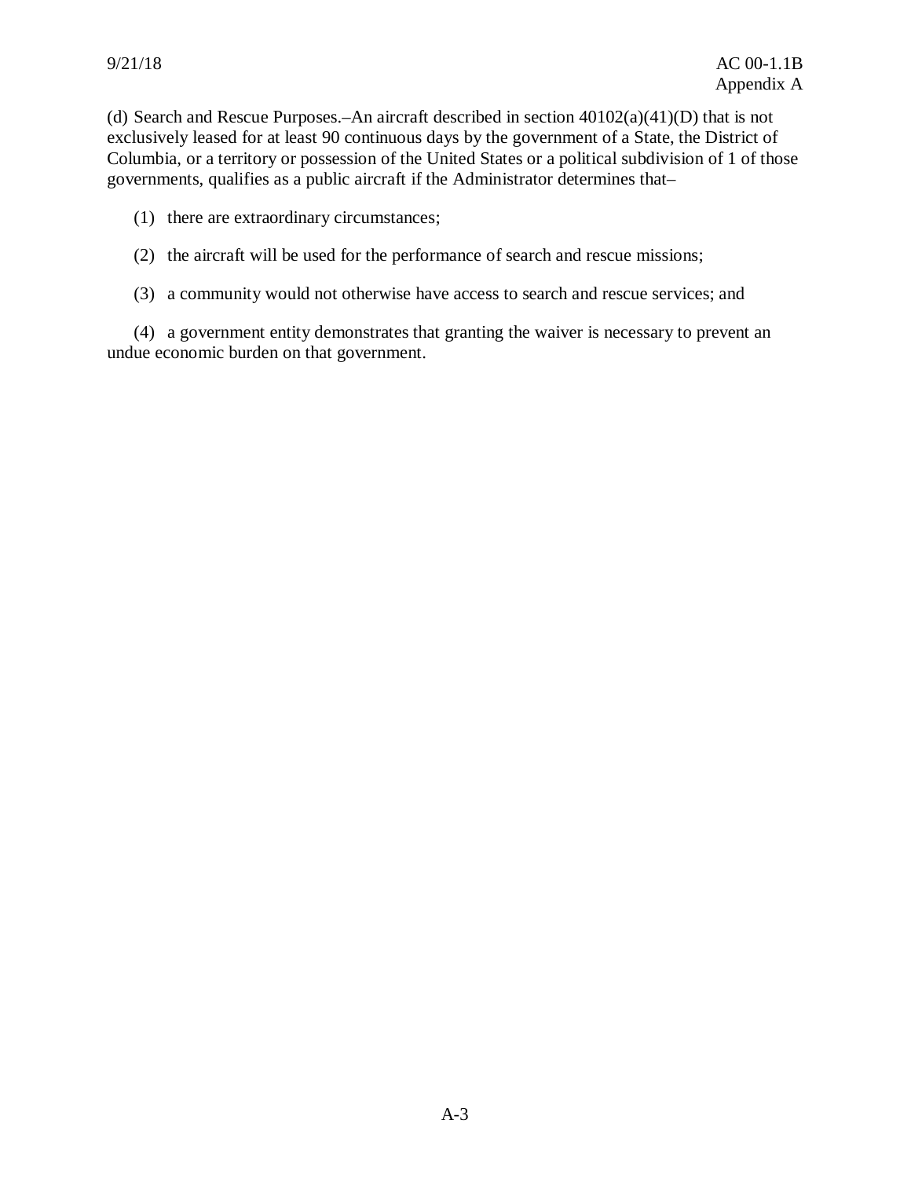(d) Search and Rescue Purposes.–An aircraft described in section 40102(a)(41)(D) that is not exclusively leased for at least 90 continuous days by the government of a State, the District of Columbia, or a territory or possession of the United States or a political subdivision of 1 of those governments, qualifies as a public aircraft if the Administrator determines that–

(1) there are extraordinary circumstances;

(2) the aircraft will be used for the performance of search and rescue missions;

(3) a community would not otherwise have access to search and rescue services; and

(4) a government entity demonstrates that granting the waiver is necessary to prevent an undue economic burden on that government.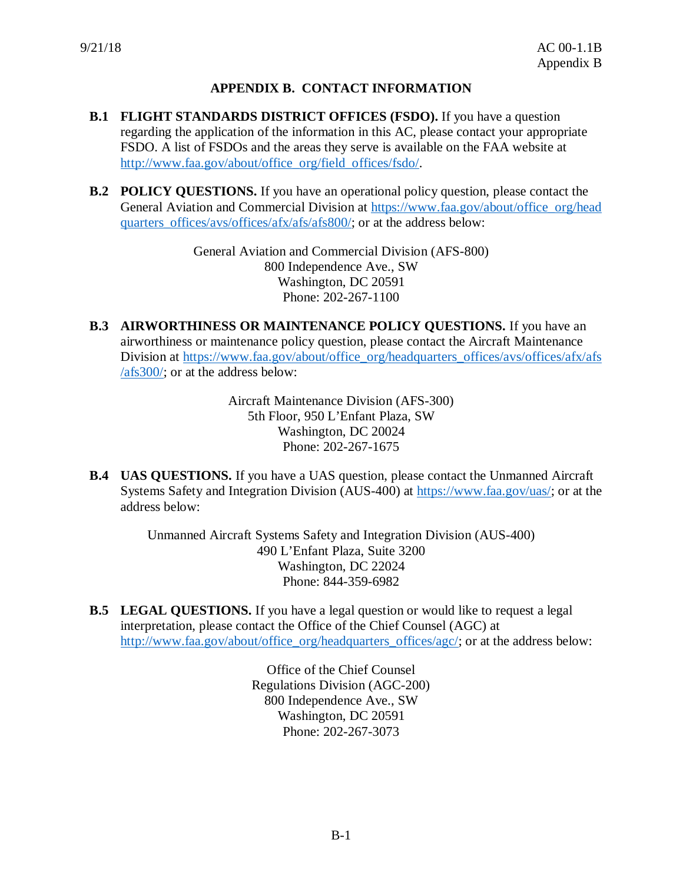# APPENDIX B. CONTACT INFORMATION

**B.1 FLIGHT STANDARDS DISTRICT OFFICES (FSDO).** If you have a question regarding the application of the information in this AC, please contact your appropriate FSDO. A list of FSDOs and the areas they serve is available on the FAA website at http://www.faa.gov/about/office_org/field_offices/fsdo/.

**B.2 POLICY QUESTIONS.** If you have an operational policy question, please contact the General Aviation and Commercial Division at https://www.faa.gov/about/office_org/headquarters_offices/avs/offices/afx/afs/afs800/; or at the address below:

General Aviation and Commercial Division (AFS-800)
800 Independence Ave., SW
Washington, DC 20591
Phone: 202-267-1100

**B.3 AIRWORTHINESS OR MAINTENANCE POLICY QUESTIONS.** If you have an airworthiness or maintenance policy question, please contact the Aircraft Maintenance Division at https://www.faa.gov/about/office_org/headquarters_offices/avs/offices/afx/afs/afs300/; or at the address below:

Aircraft Maintenance Division (AFS-300)
5th Floor, 950 L'Enfant Plaza, SW
Washington, DC 20024
Phone: 202-267-1675

**B.4 UAS QUESTIONS.** If you have a UAS question, please contact the Unmanned Aircraft Systems Safety and Integration Division (AUS-400) at https://www.faa.gov/uas/; or at the address below:

Unmanned Aircraft Systems Safety and Integration Division (AUS-400)
490 L'Enfant Plaza, Suite 3200
Washington, DC 22024
Phone: 844-359-6982

**B.5 LEGAL QUESTIONS.** If you have a legal question or would like to request a legal interpretation, please contact the Office of the Chief Counsel (AGC) at http://www.faa.gov/about/office_org/headquarters_offices/agc/; or at the address below:

Office of the Chief Counsel
Regulations Division (AGC-200)
800 Independence Ave., SW
Washington, DC 20591
Phone: 202-267-3073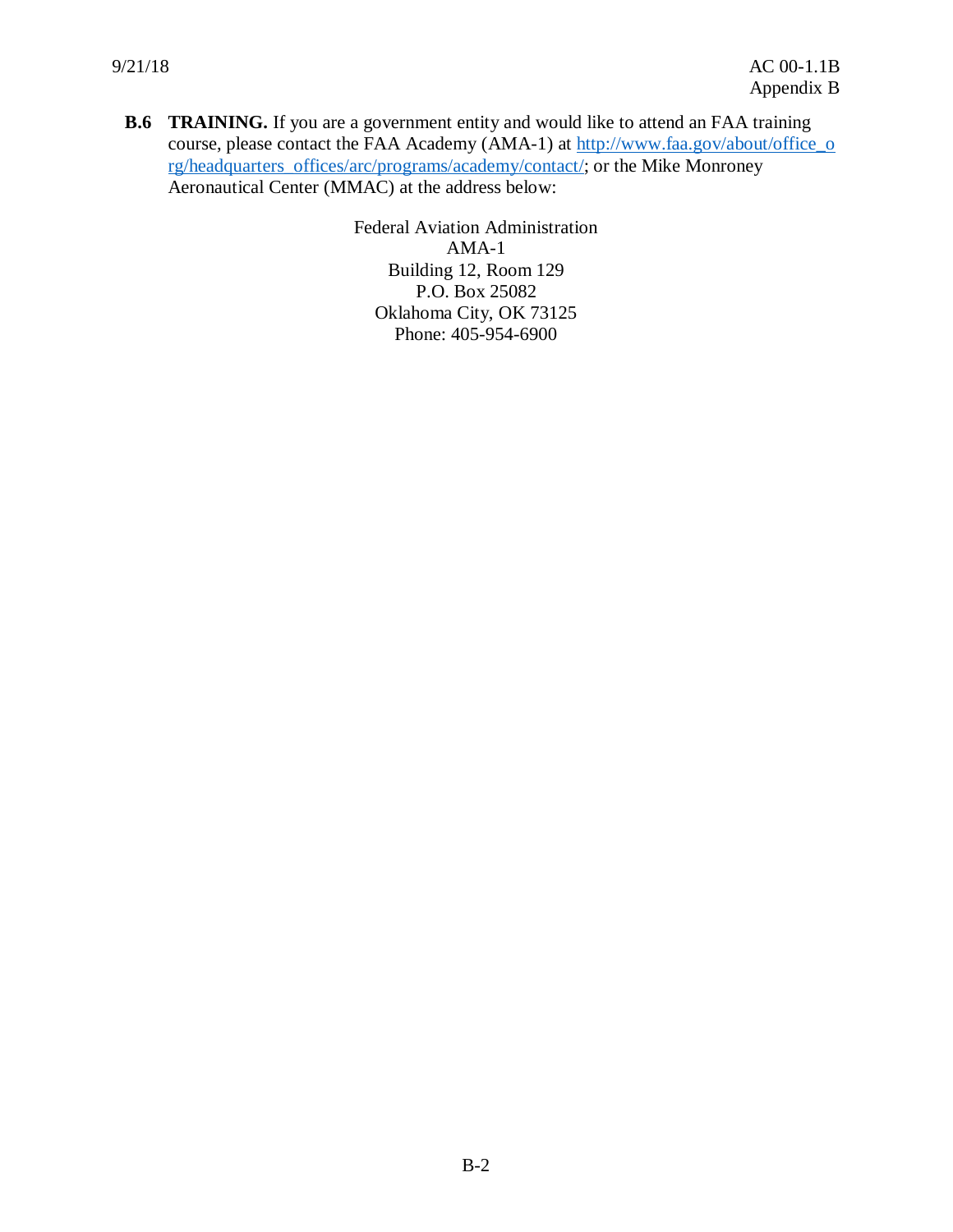**B.6 TRAINING.** If you are a government entity and would like to attend an FAA training course, please contact the FAA Academy (AMA-1) at http://www.faa.gov/about/office_org/headquarters_offices/arc/programs/academy/contact/; or the Mike Monroney Aeronautical Center (MMAC) at the address below:

Federal Aviation Administration
AMA-1
Building 12, Room 129
P.O. Box 25082
Oklahoma City, OK 73125
Phone: 405-954-6900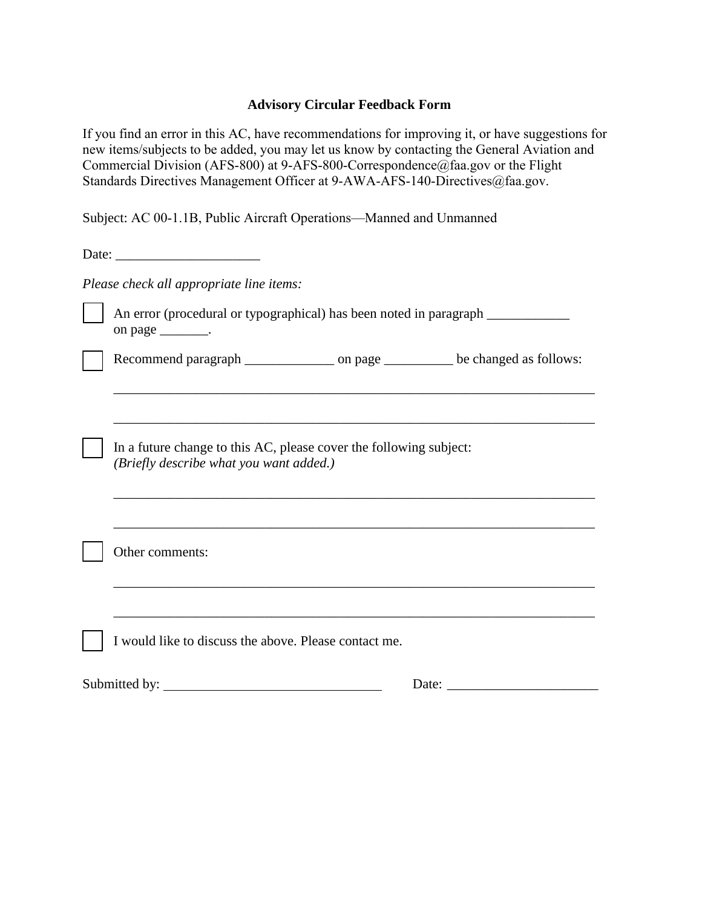## Advisory Circular Feedback Form

If you find an error in this AC, have recommendations for improving it, or have suggestions for new items/subjects to be added, you may let us know by contacting the General Aviation and Commercial Division (AFS-800) at 9-AFS-800-Correspondence@faa.gov or the Flight Standards Directives Management Officer at 9-AWA-AFS-140-Directives@faa.gov.

Subject: AC 00-1.1B, Public Aircraft Operations—Manned and Unmanned

Date: _____________________

*Please check all appropriate line items:*

- ☐ An error (procedural or typographical) has been noted in paragraph ____________ on page _______.

- ☐ Recommend paragraph _____________ on page __________ be changed as follows:

  ______________________________________________________________________

  ______________________________________________________________________

- ☐ In a future change to this AC, please cover the following subject:
  *(Briefly describe what you want added.)*

  ______________________________________________________________________

  ______________________________________________________________________

- ☐ Other comments:

  ______________________________________________________________________

  ______________________________________________________________________

- ☐ I would like to discuss the above. Please contact me.

Submitted by: ________________________________ Date: ______________________